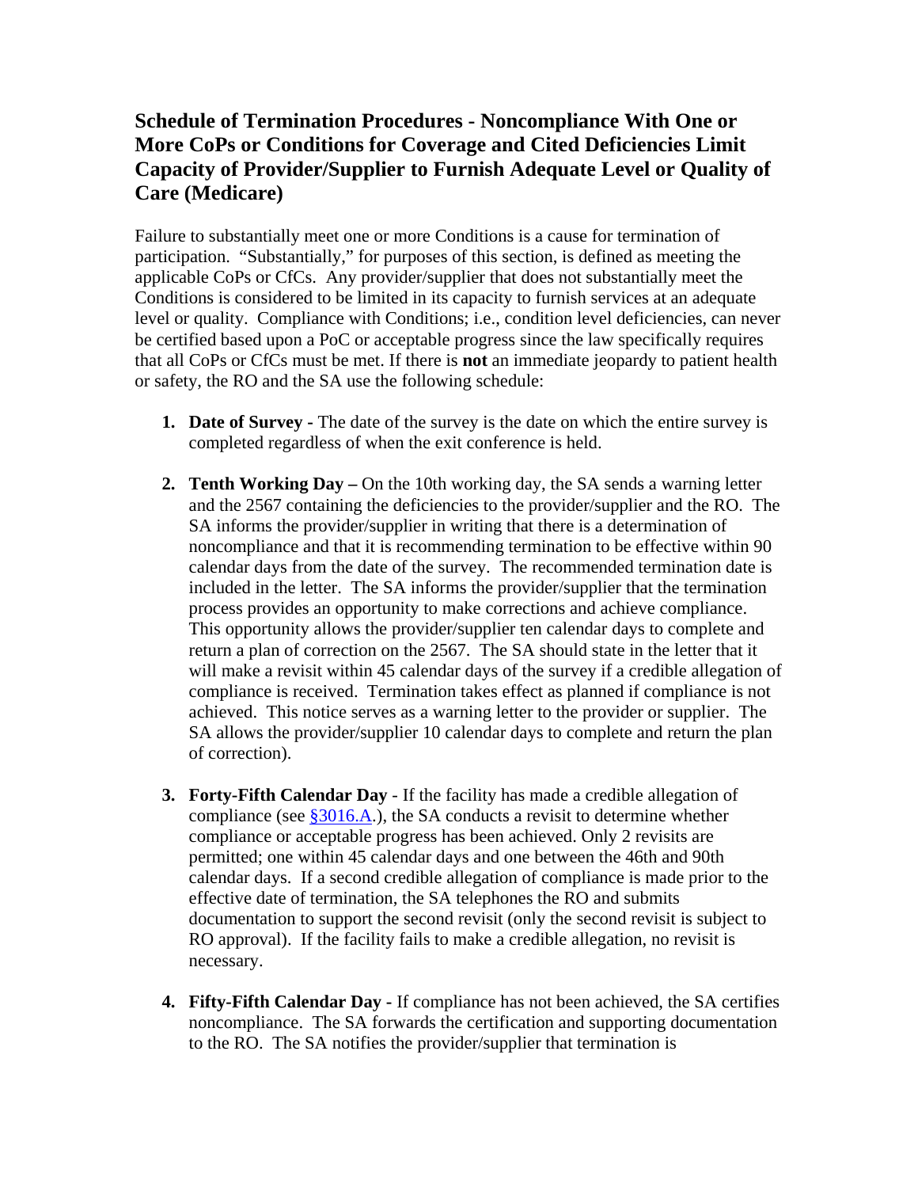## Schedule of Termination Procedures - Noncompliance With One or More CoPs or Conditions for Coverage and Cited Deficiencies Limit Capacity of Provider/Supplier to Furnish Adequate Level or Quality of Care (Medicare)

Failure to substantially meet one or more Conditions is a cause for termination of participation. "Substantially," for purposes of this section, is defined as meeting the applicable CoPs or CfCs. Any provider/supplier that does not substantially meet the Conditions is considered to be limited in its capacity to furnish services at an adequate level or quality. Compliance with Conditions; i.e., condition level deficiencies, can never be certified based upon a PoC or acceptable progress since the law specifically requires that all CoPs or CfCs must be met. If there is **not** an immediate jeopardy to patient health or safety, the RO and the SA use the following schedule:

1. **Date of Survey -** The date of the survey is the date on which the entire survey is completed regardless of when the exit conference is held.

2. **Tenth Working Day –** On the 10th working day, the SA sends a warning letter and the 2567 containing the deficiencies to the provider/supplier and the RO. The SA informs the provider/supplier in writing that there is a determination of noncompliance and that it is recommending termination to be effective within 90 calendar days from the date of the survey. The recommended termination date is included in the letter. The SA informs the provider/supplier that the termination process provides an opportunity to make corrections and achieve compliance. This opportunity allows the provider/supplier ten calendar days to complete and return a plan of correction on the 2567. The SA should state in the letter that it will make a revisit within 45 calendar days of the survey if a credible allegation of compliance is received. Termination takes effect as planned if compliance is not achieved. This notice serves as a warning letter to the provider or supplier. The SA allows the provider/supplier 10 calendar days to complete and return the plan of correction).

3. **Forty-Fifth Calendar Day** - If the facility has made a credible allegation of compliance (see §3016.A.), the SA conducts a revisit to determine whether compliance or acceptable progress has been achieved. Only 2 revisits are permitted; one within 45 calendar days and one between the 46th and 90th calendar days. If a second credible allegation of compliance is made prior to the effective date of termination, the SA telephones the RO and submits documentation to support the second revisit (only the second revisit is subject to RO approval). If the facility fails to make a credible allegation, no revisit is necessary.

4. **Fifty-Fifth Calendar Day** - If compliance has not been achieved, the SA certifies noncompliance. The SA forwards the certification and supporting documentation to the RO. The SA notifies the provider/supplier that termination is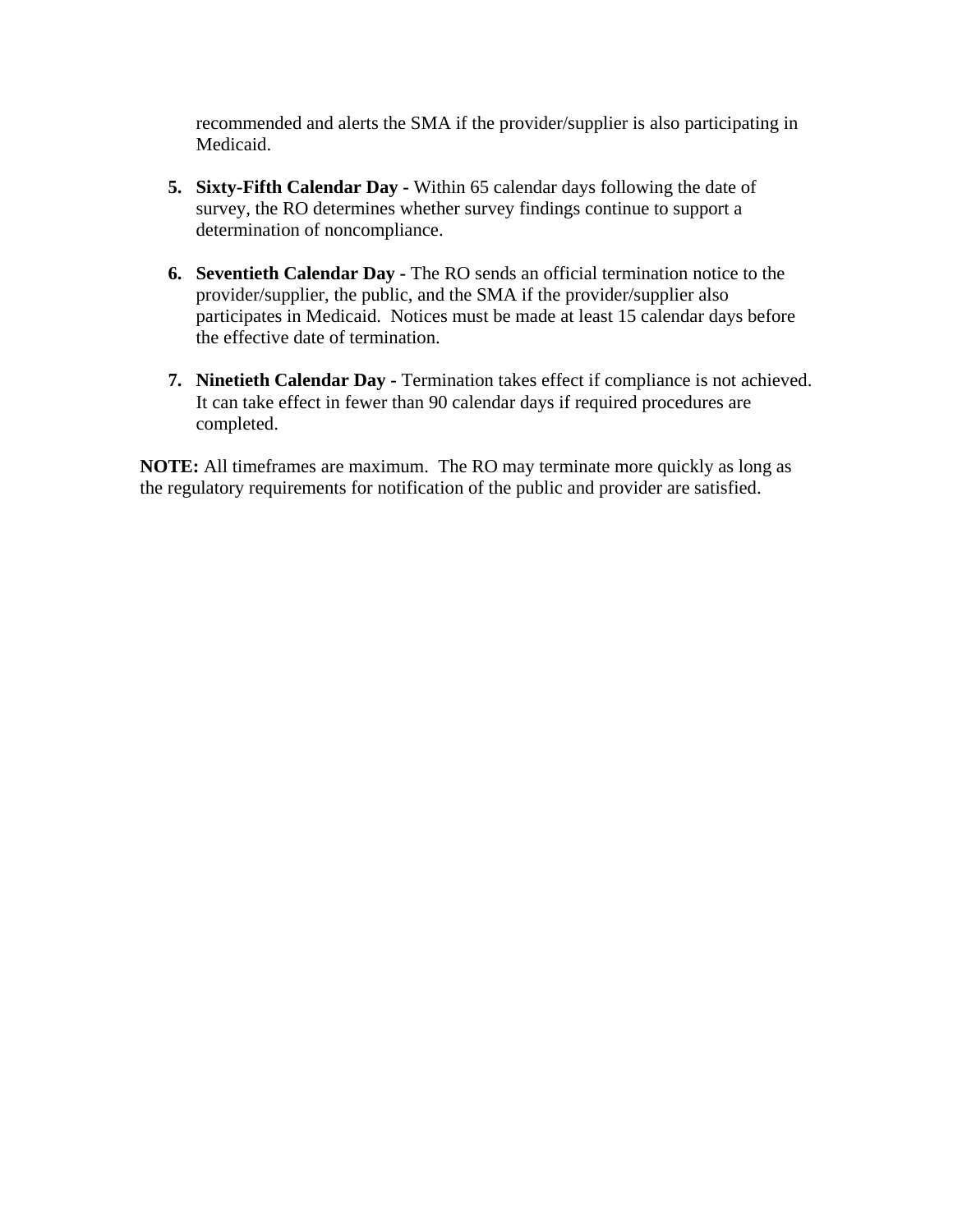recommended and alerts the SMA if the provider/supplier is also participating in Medicaid.

5. **Sixty-Fifth Calendar Day -** Within 65 calendar days following the date of survey, the RO determines whether survey findings continue to support a determination of noncompliance.

6. **Seventieth Calendar Day -** The RO sends an official termination notice to the provider/supplier, the public, and the SMA if the provider/supplier also participates in Medicaid. Notices must be made at least 15 calendar days before the effective date of termination.

7. **Ninetieth Calendar Day -** Termination takes effect if compliance is not achieved. It can take effect in fewer than 90 calendar days if required procedures are completed.

**NOTE:** All timeframes are maximum. The RO may terminate more quickly as long as the regulatory requirements for notification of the public and provider are satisfied.